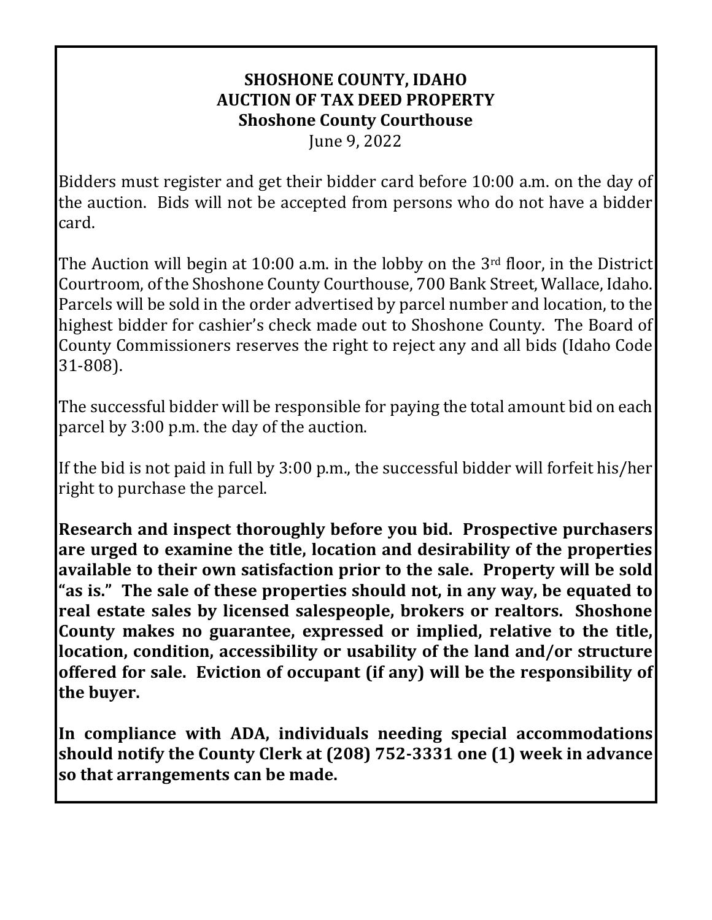# SHOSHONE COUNTY, IDAHO
## AUCTION OF TAX DEED PROPERTY
### Shoshone County Courthouse

June 9, 2022

Bidders must register and get their bidder card before 10:00 a.m. on the day of the auction. Bids will not be accepted from persons who do not have a bidder card.

The Auction will begin at 10:00 a.m. in the lobby on the 3rd floor, in the District Courtroom, of the Shoshone County Courthouse, 700 Bank Street, Wallace, Idaho. Parcels will be sold in the order advertised by parcel number and location, to the highest bidder for cashier's check made out to Shoshone County. The Board of County Commissioners reserves the right to reject any and all bids (Idaho Code 31-808).

The successful bidder will be responsible for paying the total amount bid on each parcel by 3:00 p.m. the day of the auction.

If the bid is not paid in full by 3:00 p.m., the successful bidder will forfeit his/her right to purchase the parcel.

**Research and inspect thoroughly before you bid. Prospective purchasers are urged to examine the title, location and desirability of the properties available to their own satisfaction prior to the sale. Property will be sold "as is." The sale of these properties should not, in any way, be equated to real estate sales by licensed salespeople, brokers or realtors. Shoshone County makes no guarantee, expressed or implied, relative to the title, location, condition, accessibility or usability of the land and/or structure offered for sale. Eviction of occupant (if any) will be the responsibility of the buyer.**

**In compliance with ADA, individuals needing special accommodations should notify the County Clerk at (208) 752-3331 one (1) week in advance so that arrangements can be made.**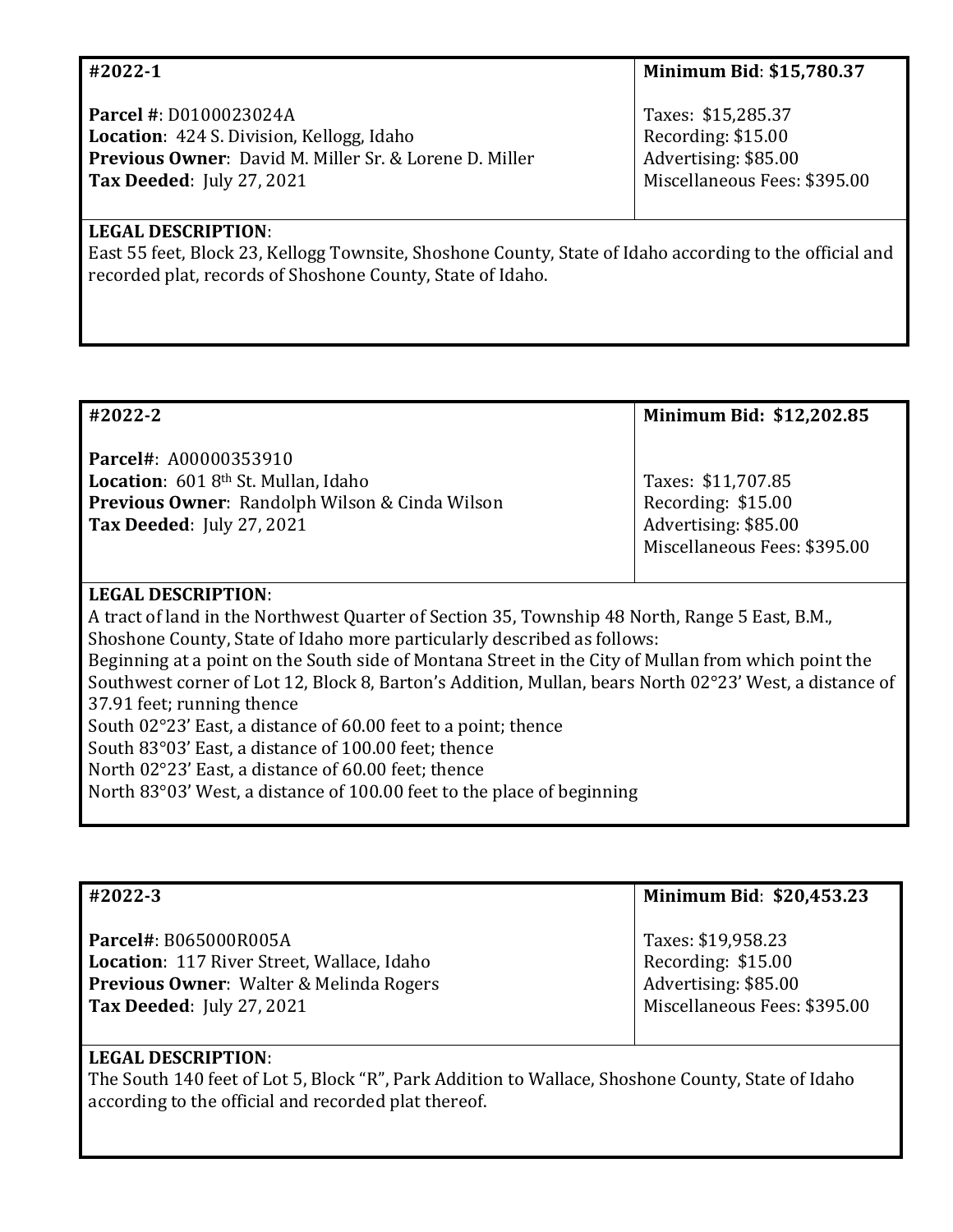| #2022-1 | Minimum Bid: $15,780.37 |
| --- | --- |
| **Parcel #**: D0100023024A<br>**Location**: 424 S. Division, Kellogg, Idaho<br>**Previous Owner**: David M. Miller Sr. & Lorene D. Miller<br>**Tax Deeded**: July 27, 2021 | Taxes: $15,285.37<br>Recording: $15.00<br>Advertising: $85.00<br>Miscellaneous Fees: $395.00 |

**LEGAL DESCRIPTION**:
East 55 feet, Block 23, Kellogg Townsite, Shoshone County, State of Idaho according to the official and recorded plat, records of Shoshone County, State of Idaho.

| #2022-2 | Minimum Bid: $12,202.85 |
| --- | --- |
| **Parcel#**: A00000353910<br>**Location**: 601 8th St. Mullan, Idaho<br>**Previous Owner**: Randolph Wilson & Cinda Wilson<br>**Tax Deeded**: July 27, 2021 | Taxes: $11,707.85<br>Recording: $15.00<br>Advertising: $85.00<br>Miscellaneous Fees: $395.00 |

**LEGAL DESCRIPTION**:
A tract of land in the Northwest Quarter of Section 35, Township 48 North, Range 5 East, B.M., Shoshone County, State of Idaho more particularly described as follows:
Beginning at a point on the South side of Montana Street in the City of Mullan from which point the Southwest corner of Lot 12, Block 8, Barton's Addition, Mullan, bears North 02°23' West, a distance of 37.91 feet; running thence
South 02°23' East, a distance of 60.00 feet to a point; thence
South 83°03' East, a distance of 100.00 feet; thence
North 02°23' East, a distance of 60.00 feet; thence
North 83°03' West, a distance of 100.00 feet to the place of beginning

| #2022-3 | Minimum Bid: $20,453.23 |
| --- | --- |
| **Parcel#**: B065000R005A<br>**Location**: 117 River Street, Wallace, Idaho<br>**Previous Owner**: Walter & Melinda Rogers<br>**Tax Deeded**: July 27, 2021 | Taxes: $19,958.23<br>Recording: $15.00<br>Advertising: $85.00<br>Miscellaneous Fees: $395.00 |

**LEGAL DESCRIPTION**:
The South 140 feet of Lot 5, Block "R", Park Addition to Wallace, Shoshone County, State of Idaho according to the official and recorded plat thereof.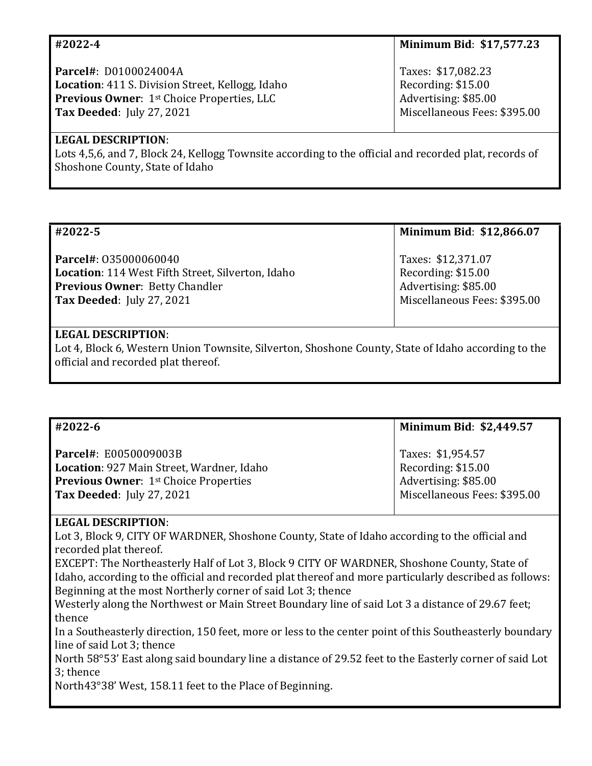| **#2022-4** | **Minimum Bid**: **$17,577.23** |
|---|---|
| **Parcel#**: D0100024004A<br>**Location**: 411 S. Division Street, Kellogg, Idaho<br>**Previous Owner**: 1st Choice Properties, LLC<br>**Tax Deeded**: July 27, 2021 | Taxes: $17,082.23<br>Recording: $15.00<br>Advertising: $85.00<br>Miscellaneous Fees: $395.00 |

**LEGAL DESCRIPTION**:
Lots 4,5,6, and 7, Block 24, Kellogg Townsite according to the official and recorded plat, records of Shoshone County, State of Idaho

| **#2022-5** | **Minimum Bid**: **$12,866.07** |
|---|---|
| **Parcel#**: O35000060040<br>**Location**: 114 West Fifth Street, Silverton, Idaho<br>**Previous Owner**: Betty Chandler<br>**Tax Deeded**: July 27, 2021 | Taxes: $12,371.07<br>Recording: $15.00<br>Advertising: $85.00<br>Miscellaneous Fees: $395.00 |

**LEGAL DESCRIPTION**:
Lot 4, Block 6, Western Union Townsite, Silverton, Shoshone County, State of Idaho according to the official and recorded plat thereof.

| **#2022-6** | **Minimum Bid**: **$2,449.57** |
|---|---|
| **Parcel#**: E0050009003B<br>**Location**: 927 Main Street, Wardner, Idaho<br>**Previous Owner**: 1st Choice Properties<br>**Tax Deeded**: July 27, 2021 | Taxes: $1,954.57<br>Recording: $15.00<br>Advertising: $85.00<br>Miscellaneous Fees: $395.00 |

**LEGAL DESCRIPTION**:
Lot 3, Block 9, CITY OF WARDNER, Shoshone County, State of Idaho according to the official and recorded plat thereof.
EXCEPT: The Northeasterly Half of Lot 3, Block 9 CITY OF WARDNER, Shoshone County, State of Idaho, according to the official and recorded plat thereof and more particularly described as follows:
Beginning at the most Northerly corner of said Lot 3; thence
Westerly along the Northwest or Main Street Boundary line of said Lot 3 a distance of 29.67 feet; thence
In a Southeasterly direction, 150 feet, more or less to the center point of this Southeasterly boundary line of said Lot 3; thence
North 58°53' East along said boundary line a distance of 29.52 feet to the Easterly corner of said Lot 3; thence
North43°38' West, 158.11 feet to the Place of Beginning.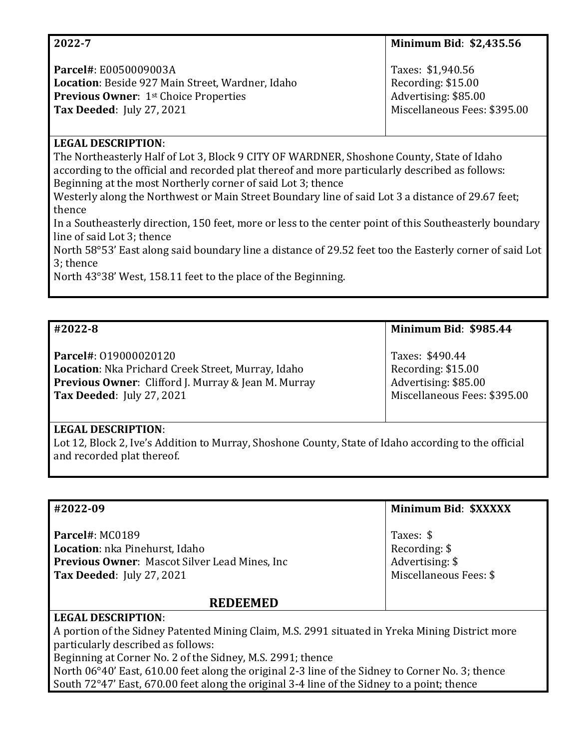| **2022-7** | **Minimum Bid: $2,435.56** |
|---|---|
| **Parcel#**: E0050009003A<br>**Location**: Beside 927 Main Street, Wardner, Idaho<br>**Previous Owner**: 1st Choice Properties<br>**Tax Deeded**: July 27, 2021 | Taxes: $1,940.56<br>Recording: $15.00<br>Advertising: $85.00<br>Miscellaneous Fees: $395.00 |

**LEGAL DESCRIPTION**:
The Northeasterly Half of Lot 3, Block 9 CITY OF WARDNER, Shoshone County, State of Idaho according to the official and recorded plat thereof and more particularly described as follows:
Beginning at the most Northerly corner of said Lot 3; thence
Westerly along the Northwest or Main Street Boundary line of said Lot 3 a distance of 29.67 feet; thence
In a Southeasterly direction, 150 feet, more or less to the center point of this Southeasterly boundary line of said Lot 3; thence
North 58°53' East along said boundary line a distance of 29.52 feet too the Easterly corner of said Lot 3; thence
North 43°38' West, 158.11 feet to the place of the Beginning.

| **#2022-8** | **Minimum Bid: $985.44** |
|---|---|
| **Parcel#**: O19000020120<br>**Location**: Nka Prichard Creek Street, Murray, Idaho<br>**Previous Owner**: Clifford J. Murray & Jean M. Murray<br>**Tax Deeded**: July 27, 2021 | Taxes: $490.44<br>Recording: $15.00<br>Advertising: $85.00<br>Miscellaneous Fees: $395.00 |

**LEGAL DESCRIPTION**:
Lot 12, Block 2, Ive's Addition to Murray, Shoshone County, State of Idaho according to the official and recorded plat thereof.

| **#2022-09** | **Minimum Bid: $XXXXX** |
|---|---|
| **Parcel#**: MC0189<br>**Location**: nka Pinehurst, Idaho<br>**Previous Owner**: Mascot Silver Lead Mines, Inc<br>**Tax Deeded**: July 27, 2021<br><br>**REDEEMED** | Taxes: $<br>Recording: $<br>Advertising: $<br>Miscellaneous Fees: $ |

**LEGAL DESCRIPTION**:
A portion of the Sidney Patented Mining Claim, M.S. 2991 situated in Yreka Mining District more particularly described as follows:
Beginning at Corner No. 2 of the Sidney, M.S. 2991; thence
North 06°40' East, 610.00 feet along the original 2-3 line of the Sidney to Corner No. 3; thence
South 72°47' East, 670.00 feet along the original 3-4 line of the Sidney to a point; thence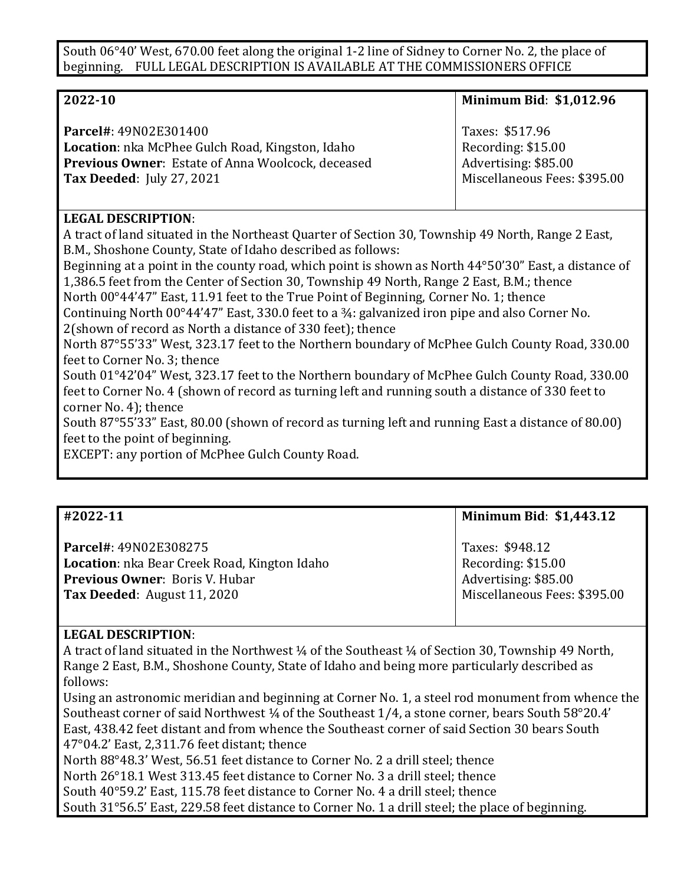South 06°40' West, 670.00 feet along the original 1-2 line of Sidney to Corner No. 2, the place of beginning. FULL LEGAL DESCRIPTION IS AVAILABLE AT THE COMMISSIONERS OFFICE

| **2022-10** | **Minimum Bid**: **$1,012.96** |
|---|---|
| **Parcel#**: 49N02E301400<br>**Location**: nka McPhee Gulch Road, Kingston, Idaho<br>**Previous Owner**: Estate of Anna Woolcock, deceased<br>**Tax Deeded**: July 27, 2021 | Taxes: $517.96<br>Recording: $15.00<br>Advertising: $85.00<br>Miscellaneous Fees: $395.00 |

**LEGAL DESCRIPTION**:

A tract of land situated in the Northeast Quarter of Section 30, Township 49 North, Range 2 East, B.M., Shoshone County, State of Idaho described as follows:

Beginning at a point in the county road, which point is shown as North 44°50'30" East, a distance of 1,386.5 feet from the Center of Section 30, Township 49 North, Range 2 East, B.M.; thence North 00°44'47" East, 11.91 feet to the True Point of Beginning, Corner No. 1; thence Continuing North 00°44'47" East, 330.0 feet to a ¾: galvanized iron pipe and also Corner No. 2(shown of record as North a distance of 330 feet); thence North 87°55'33" West, 323.17 feet to the Northern boundary of McPhee Gulch County Road, 330.00 feet to Corner No. 3; thence South 01°42'04" West, 323.17 feet to the Northern boundary of McPhee Gulch County Road, 330.00 feet to Corner No. 4 (shown of record as turning left and running south a distance of 330 feet to corner No. 4); thence South 87°55'33" East, 80.00 (shown of record as turning left and running East a distance of 80.00) feet to the point of beginning.

EXCEPT: any portion of McPhee Gulch County Road.

| **#2022-11** | **Minimum Bid**: **$1,443.12** |
|---|---|
| **Parcel#**: 49N02E308275<br>**Location**: nka Bear Creek Road, Kington Idaho<br>**Previous Owner**: Boris V. Hubar<br>**Tax Deeded**: August 11, 2020 | Taxes: $948.12<br>Recording: $15.00<br>Advertising: $85.00<br>Miscellaneous Fees: $395.00 |

**LEGAL DESCRIPTION**:

A tract of land situated in the Northwest ¼ of the Southeast ¼ of Section 30, Township 49 North, Range 2 East, B.M., Shoshone County, State of Idaho and being more particularly described as follows:

Using an astronomic meridian and beginning at Corner No. 1, a steel rod monument from whence the Southeast corner of said Northwest ¼ of the Southeast 1/4, a stone corner, bears South 58°20.4' East, 438.42 feet distant and from whence the Southeast corner of said Section 30 bears South 47°04.2' East, 2,311.76 feet distant; thence

North 88°48.3' West, 56.51 feet distance to Corner No. 2 a drill steel; thence

North 26°18.1 West 313.45 feet distance to Corner No. 3 a drill steel; thence

South 40°59.2' East, 115.78 feet distance to Corner No. 4 a drill steel; thence

South 31°56.5' East, 229.58 feet distance to Corner No. 1 a drill steel; the place of beginning.